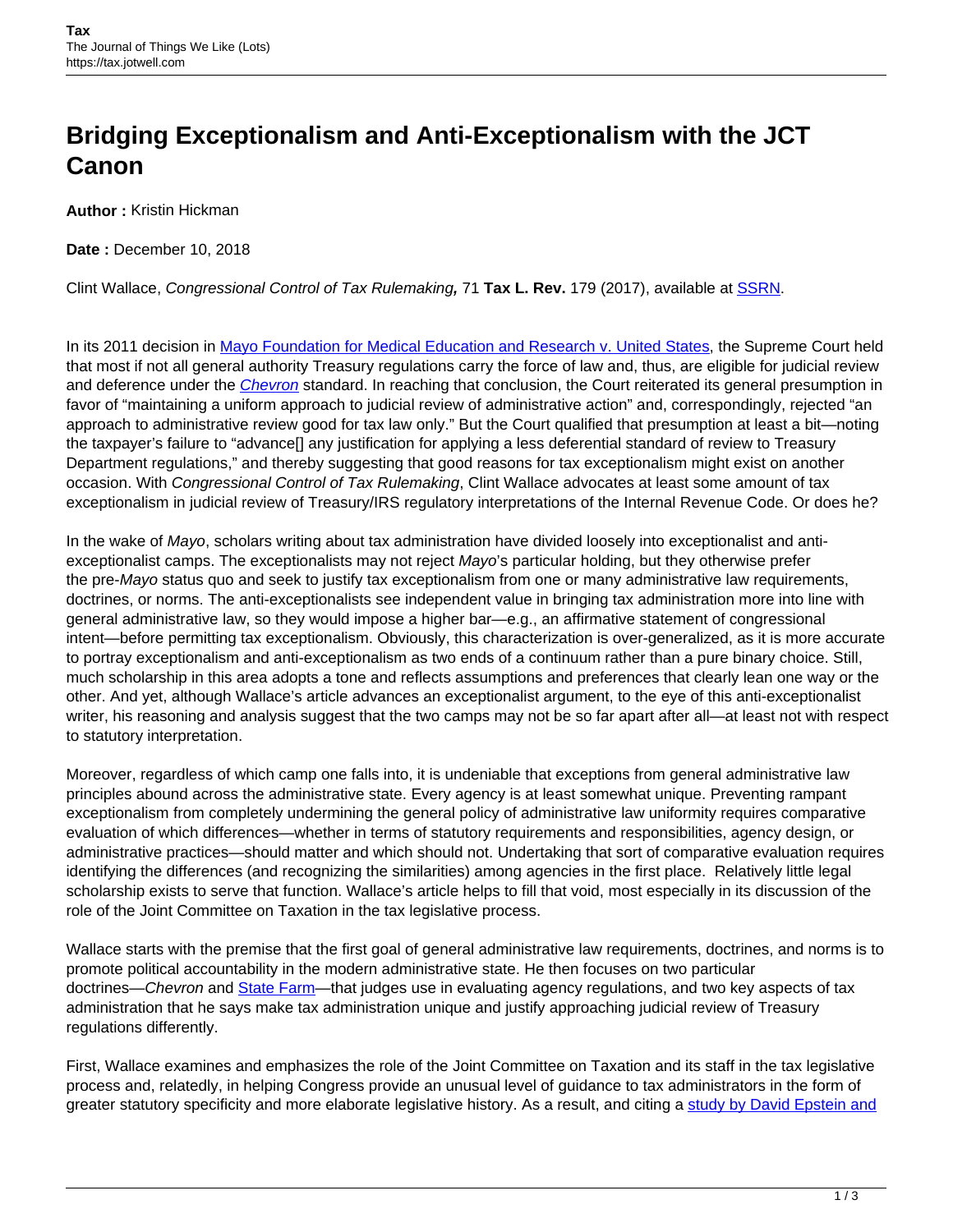# Bridging Exceptionalism and Anti-Exceptionalism with the JCT Canon

**Author :** Kristin Hickman

**Date :** December 10, 2018

Clint Wallace, *Congressional Control of Tax Rulemaking,* 71 **Tax L. Rev.** 179 (2017), available at SSRN.

In its 2011 decision in Mayo Foundation for Medical Education and Research v. United States, the Supreme Court held that most if not all general authority Treasury regulations carry the force of law and, thus, are eligible for judicial review and deference under the *Chevron* standard. In reaching that conclusion, the Court reiterated its general presumption in favor of "maintaining a uniform approach to judicial review of administrative action" and, correspondingly, rejected "an approach to administrative review good for tax law only." But the Court qualified that presumption at least a bit—noting the taxpayer's failure to "advance[] any justification for applying a less deferential standard of review to Treasury Department regulations," and thereby suggesting that good reasons for tax exceptionalism might exist on another occasion. With *Congressional Control of Tax Rulemaking*, Clint Wallace advocates at least some amount of tax exceptionalism in judicial review of Treasury/IRS regulatory interpretations of the Internal Revenue Code. Or does he?

In the wake of *Mayo*, scholars writing about tax administration have divided loosely into exceptionalist and anti-exceptionalist camps. The exceptionalists may not reject *Mayo*'s particular holding, but they otherwise prefer the pre-*Mayo* status quo and seek to justify tax exceptionalism from one or many administrative law requirements, doctrines, or norms. The anti-exceptionalists see independent value in bringing tax administration more into line with general administrative law, so they would impose a higher bar—e.g., an affirmative statement of congressional intent—before permitting tax exceptionalism. Obviously, this characterization is over-generalized, as it is more accurate to portray exceptionalism and anti-exceptionalism as two ends of a continuum rather than a pure binary choice. Still, much scholarship in this area adopts a tone and reflects assumptions and preferences that clearly lean one way or the other. And yet, although Wallace's article advances an exceptionalist argument, to the eye of this anti-exceptionalist writer, his reasoning and analysis suggest that the two camps may not be so far apart after all—at least not with respect to statutory interpretation.

Moreover, regardless of which camp one falls into, it is undeniable that exceptions from general administrative law principles abound across the administrative state. Every agency is at least somewhat unique. Preventing rampant exceptionalism from completely undermining the general policy of administrative law uniformity requires comparative evaluation of which differences—whether in terms of statutory requirements and responsibilities, agency design, or administrative practices—should matter and which should not. Undertaking that sort of comparative evaluation requires identifying the differences (and recognizing the similarities) among agencies in the first place. Relatively little legal scholarship exists to serve that function. Wallace's article helps to fill that void, most especially in its discussion of the role of the Joint Committee on Taxation in the tax legislative process.

Wallace starts with the premise that the first goal of general administrative law requirements, doctrines, and norms is to promote political accountability in the modern administrative state. He then focuses on two particular doctrines—*Chevron* and State Farm—that judges use in evaluating agency regulations, and two key aspects of tax administration that he says make tax administration unique and justify approaching judicial review of Treasury regulations differently.

First, Wallace examines and emphasizes the role of the Joint Committee on Taxation and its staff in the tax legislative process and, relatedly, in helping Congress provide an unusual level of guidance to tax administrators in the form of greater statutory specificity and more elaborate legislative history. As a result, and citing a study by David Epstein and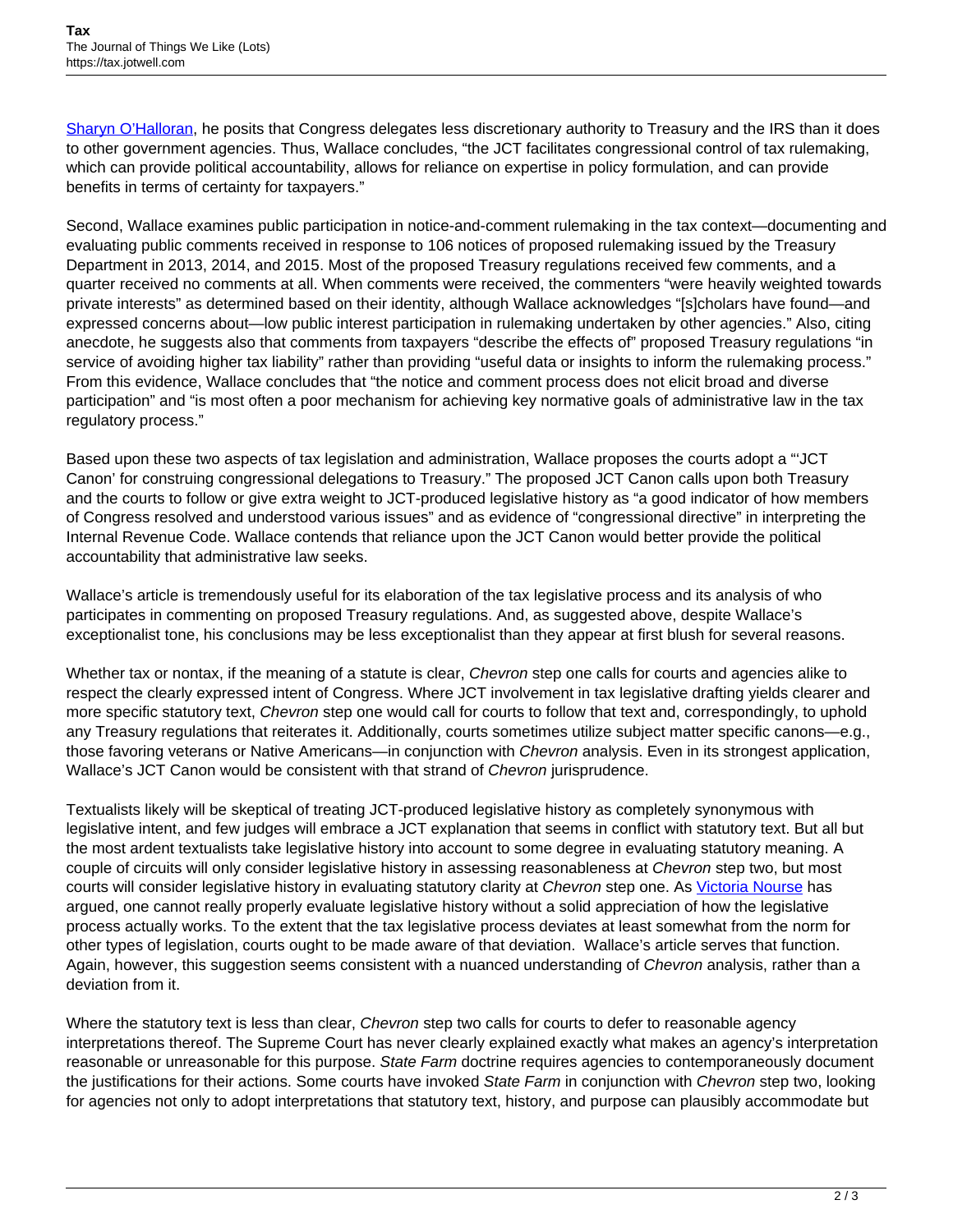[Sharyn O'Halloran](), he posits that Congress delegates less discretionary authority to Treasury and the IRS than it does to other government agencies. Thus, Wallace concludes, "the JCT facilitates congressional control of tax rulemaking, which can provide political accountability, allows for reliance on expertise in policy formulation, and can provide benefits in terms of certainty for taxpayers."

Second, Wallace examines public participation in notice-and-comment rulemaking in the tax context—documenting and evaluating public comments received in response to 106 notices of proposed rulemaking issued by the Treasury Department in 2013, 2014, and 2015. Most of the proposed Treasury regulations received few comments, and a quarter received no comments at all. When comments were received, the commenters "were heavily weighted towards private interests" as determined based on their identity, although Wallace acknowledges "[s]cholars have found—and expressed concerns about—low public interest participation in rulemaking undertaken by other agencies." Also, citing anecdote, he suggests also that comments from taxpayers "describe the effects of" proposed Treasury regulations "in service of avoiding higher tax liability" rather than providing "useful data or insights to inform the rulemaking process." From this evidence, Wallace concludes that "the notice and comment process does not elicit broad and diverse participation" and "is most often a poor mechanism for achieving key normative goals of administrative law in the tax regulatory process."

Based upon these two aspects of tax legislation and administration, Wallace proposes the courts adopt a "'JCT Canon' for construing congressional delegations to Treasury." The proposed JCT Canon calls upon both Treasury and the courts to follow or give extra weight to JCT-produced legislative history as "a good indicator of how members of Congress resolved and understood various issues" and as evidence of "congressional directive" in interpreting the Internal Revenue Code. Wallace contends that reliance upon the JCT Canon would better provide the political accountability that administrative law seeks.

Wallace's article is tremendously useful for its elaboration of the tax legislative process and its analysis of who participates in commenting on proposed Treasury regulations. And, as suggested above, despite Wallace's exceptionalist tone, his conclusions may be less exceptionalist than they appear at first blush for several reasons.

Whether tax or nontax, if the meaning of a statute is clear, *Chevron* step one calls for courts and agencies alike to respect the clearly expressed intent of Congress. Where JCT involvement in tax legislative drafting yields clearer and more specific statutory text, *Chevron* step one would call for courts to follow that text and, correspondingly, to uphold any Treasury regulations that reiterates it. Additionally, courts sometimes utilize subject matter specific canons—e.g., those favoring veterans or Native Americans—in conjunction with *Chevron* analysis. Even in its strongest application, Wallace's JCT Canon would be consistent with that strand of *Chevron* jurisprudence.

Textualists likely will be skeptical of treating JCT-produced legislative history as completely synonymous with legislative intent, and few judges will embrace a JCT explanation that seems in conflict with statutory text. But all but the most ardent textualists take legislative history into account to some degree in evaluating statutory meaning. A couple of circuits will only consider legislative history in assessing reasonableness at *Chevron* step two, but most courts will consider legislative history in evaluating statutory clarity at *Chevron* step one. As [Victoria Nourse]() has argued, one cannot really properly evaluate legislative history without a solid appreciation of how the legislative process actually works. To the extent that the tax legislative process deviates at least somewhat from the norm for other types of legislation, courts ought to be made aware of that deviation. Wallace's article serves that function. Again, however, this suggestion seems consistent with a nuanced understanding of *Chevron* analysis, rather than a deviation from it.

Where the statutory text is less than clear, *Chevron* step two calls for courts to defer to reasonable agency interpretations thereof. The Supreme Court has never clearly explained exactly what makes an agency's interpretation reasonable or unreasonable for this purpose. *State Farm* doctrine requires agencies to contemporaneously document the justifications for their actions. Some courts have invoked *State Farm* in conjunction with *Chevron* step two, looking for agencies not only to adopt interpretations that statutory text, history, and purpose can plausibly accommodate but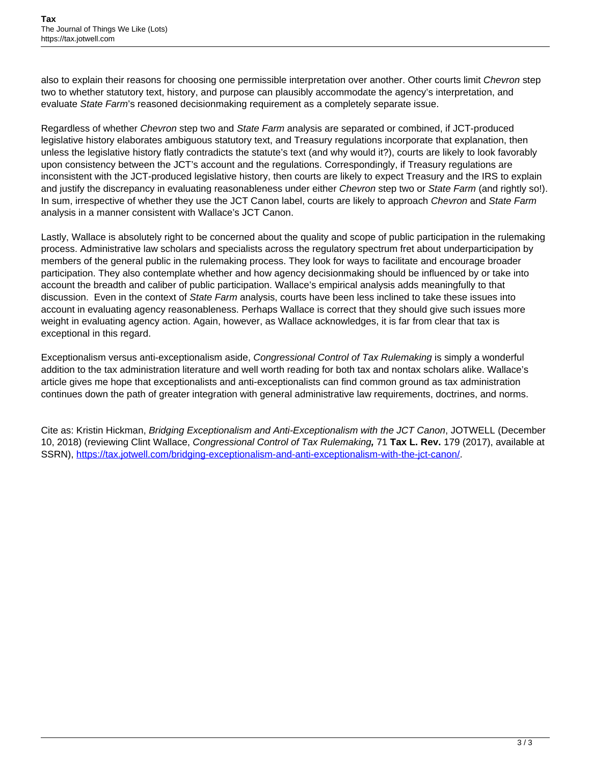also to explain their reasons for choosing one permissible interpretation over another. Other courts limit *Chevron* step two to whether statutory text, history, and purpose can plausibly accommodate the agency's interpretation, and evaluate *State Farm*'s reasoned decisionmaking requirement as a completely separate issue.

Regardless of whether *Chevron* step two and *State Farm* analysis are separated or combined, if JCT-produced legislative history elaborates ambiguous statutory text, and Treasury regulations incorporate that explanation, then unless the legislative history flatly contradicts the statute's text (and why would it?), courts are likely to look favorably upon consistency between the JCT's account and the regulations. Correspondingly, if Treasury regulations are inconsistent with the JCT-produced legislative history, then courts are likely to expect Treasury and the IRS to explain and justify the discrepancy in evaluating reasonableness under either *Chevron* step two or *State Farm* (and rightly so!). In sum, irrespective of whether they use the JCT Canon label, courts are likely to approach *Chevron* and *State Farm* analysis in a manner consistent with Wallace's JCT Canon.

Lastly, Wallace is absolutely right to be concerned about the quality and scope of public participation in the rulemaking process. Administrative law scholars and specialists across the regulatory spectrum fret about underparticipation by members of the general public in the rulemaking process. They look for ways to facilitate and encourage broader participation. They also contemplate whether and how agency decisionmaking should be influenced by or take into account the breadth and caliber of public participation. Wallace's empirical analysis adds meaningfully to that discussion. Even in the context of *State Farm* analysis, courts have been less inclined to take these issues into account in evaluating agency reasonableness. Perhaps Wallace is correct that they should give such issues more weight in evaluating agency action. Again, however, as Wallace acknowledges, it is far from clear that tax is exceptional in this regard.

Exceptionalism versus anti-exceptionalism aside, *Congressional Control of Tax Rulemaking* is simply a wonderful addition to the tax administration literature and well worth reading for both tax and nontax scholars alike. Wallace's article gives me hope that exceptionalists and anti-exceptionalists can find common ground as tax administration continues down the path of greater integration with general administrative law requirements, doctrines, and norms.

Cite as: Kristin Hickman, *Bridging Exceptionalism and Anti-Exceptionalism with the JCT Canon*, JOTWELL (December 10, 2018) (reviewing Clint Wallace, *Congressional Control of Tax Rulemaking***,** 71 **Tax L. Rev.** 179 (2017), available at SSRN), https://tax.jotwell.com/bridging-exceptionalism-and-anti-exceptionalism-with-the-jct-canon/.